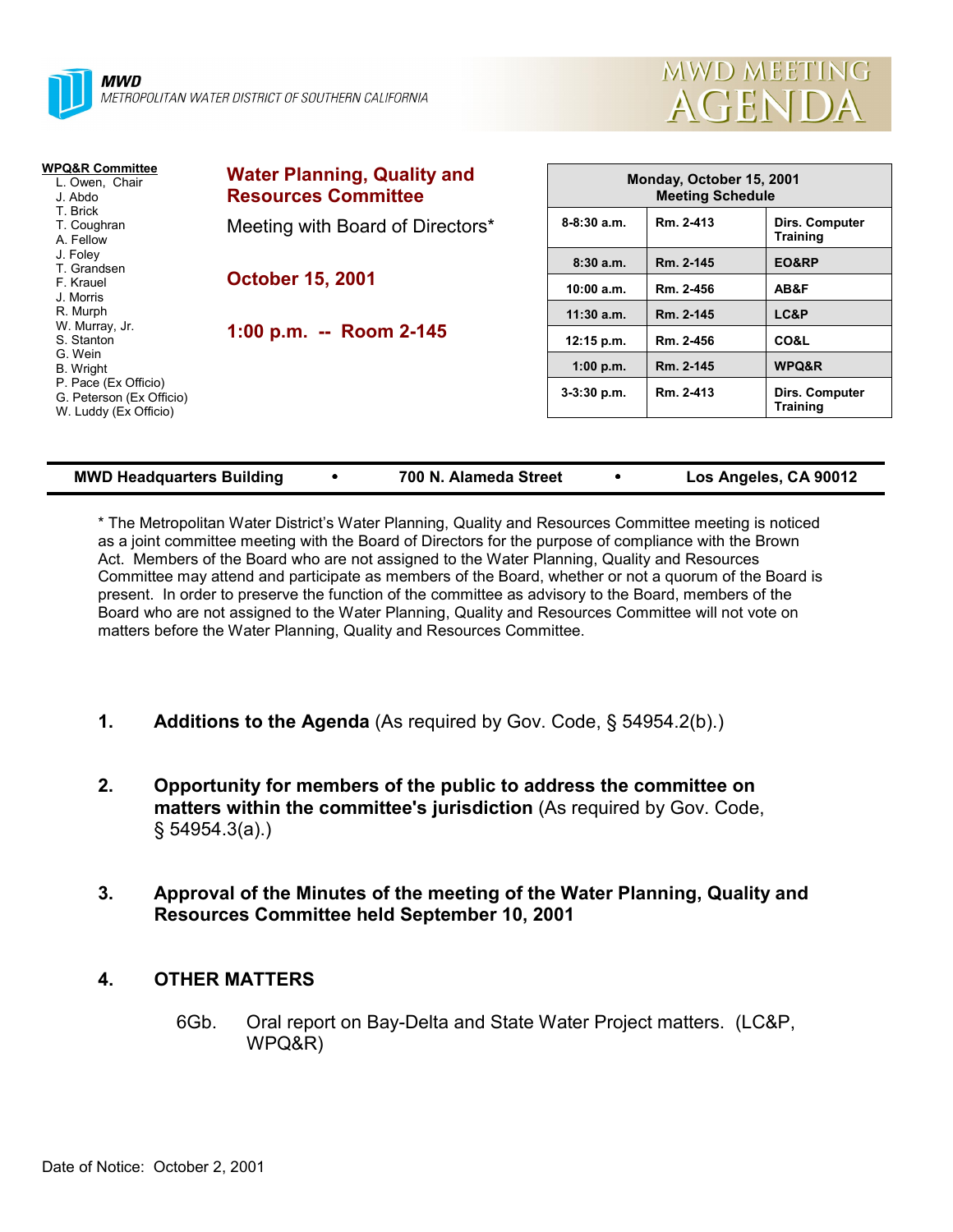**MWD**
*METROPOLITAN WATER DISTRICT OF SOUTHERN CALIFORNIA*

# MWD MEETING AGENDA

**WPQ&R Committee**
- L. Owen, Chair
- J. Abdo
- T. Brick
- T. Coughran
- A. Fellow
- J. Foley
- T. Grandsen
- F. Krauel
- J. Morris
- R. Murph
- W. Murray, Jr.
- S. Stanton
- G. Wein
- B. Wright
- P. Pace (Ex Officio)
- G. Peterson (Ex Officio)
- W. Luddy (Ex Officio)

## Water Planning, Quality and Resources Committee

Meeting with Board of Directors*

**October 15, 2001**

**1:00 p.m. -- Room 2-145**

| Monday, October 15, 2001 Meeting Schedule | | |
|---|---|---|
| 8-8:30 a.m. | Rm. 2-413 | Dirs. Computer Training |
| 8:30 a.m. | Rm. 2-145 | EO&RP |
| 10:00 a.m. | Rm. 2-456 | AB&F |
| 11:30 a.m. | Rm. 2-145 | LC&P |
| 12:15 p.m. | Rm. 2-456 | CO&L |
| 1:00 p.m. | Rm. 2-145 | WPQ&R |
| 3-3:30 p.m. | Rm. 2-413 | Dirs. Computer Training |

**MWD Headquarters Building • 700 N. Alameda Street • Los Angeles, CA 90012**

* The Metropolitan Water District's Water Planning, Quality and Resources Committee meeting is noticed as a joint committee meeting with the Board of Directors for the purpose of compliance with the Brown Act. Members of the Board who are not assigned to the Water Planning, Quality and Resources Committee may attend and participate as members of the Board, whether or not a quorum of the Board is present. In order to preserve the function of the committee as advisory to the Board, members of the Board who are not assigned to the Water Planning, Quality and Resources Committee will not vote on matters before the Water Planning, Quality and Resources Committee.

1. **Additions to the Agenda** (As required by Gov. Code, § 54954.2(b).)

2. **Opportunity for members of the public to address the committee on matters within the committee's jurisdiction** (As required by Gov. Code, § 54954.3(a).)

3. **Approval of the Minutes of the meeting of the Water Planning, Quality and Resources Committee held September 10, 2001**

4. **OTHER MATTERS**

   6Gb. Oral report on Bay-Delta and State Water Project matters. (LC&P, WPQ&R)

Date of Notice: October 2, 2001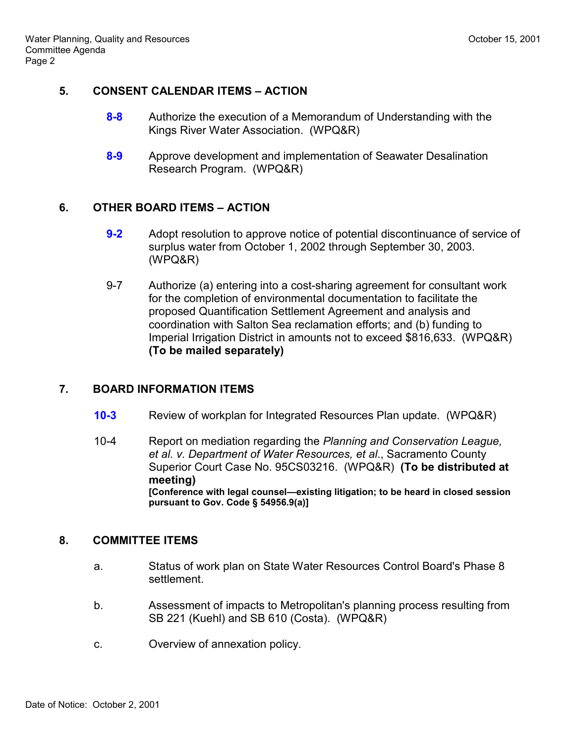## 5. CONSENT CALENDAR ITEMS – ACTION

**8-8** Authorize the execution of a Memorandum of Understanding with the Kings River Water Association. (WPQ&R)

**8-9** Approve development and implementation of Seawater Desalination Research Program. (WPQ&R)

## 6. OTHER BOARD ITEMS – ACTION

**9-2** Adopt resolution to approve notice of potential discontinuance of service of surplus water from October 1, 2002 through September 30, 2003. (WPQ&R)

9-7 Authorize (a) entering into a cost-sharing agreement for consultant work for the completion of environmental documentation to facilitate the proposed Quantification Settlement Agreement and analysis and coordination with Salton Sea reclamation efforts; and (b) funding to Imperial Irrigation District in amounts not to exceed $816,633. (WPQ&R) **(To be mailed separately)**

## 7. BOARD INFORMATION ITEMS

**10-3** Review of workplan for Integrated Resources Plan update. (WPQ&R)

10-4 Report on mediation regarding the *Planning and Conservation League, et al. v. Department of Water Resources, et al*., Sacramento County Superior Court Case No. 95CS03216. (WPQ&R) **(To be distributed at meeting)**
**[Conference with legal counsel—existing litigation; to be heard in closed session pursuant to Gov. Code § 54956.9(a)]**

## 8. COMMITTEE ITEMS

a. Status of work plan on State Water Resources Control Board's Phase 8 settlement.

b. Assessment of impacts to Metropolitan's planning process resulting from SB 221 (Kuehl) and SB 610 (Costa). (WPQ&R)

c. Overview of annexation policy.

Date of Notice: October 2, 2001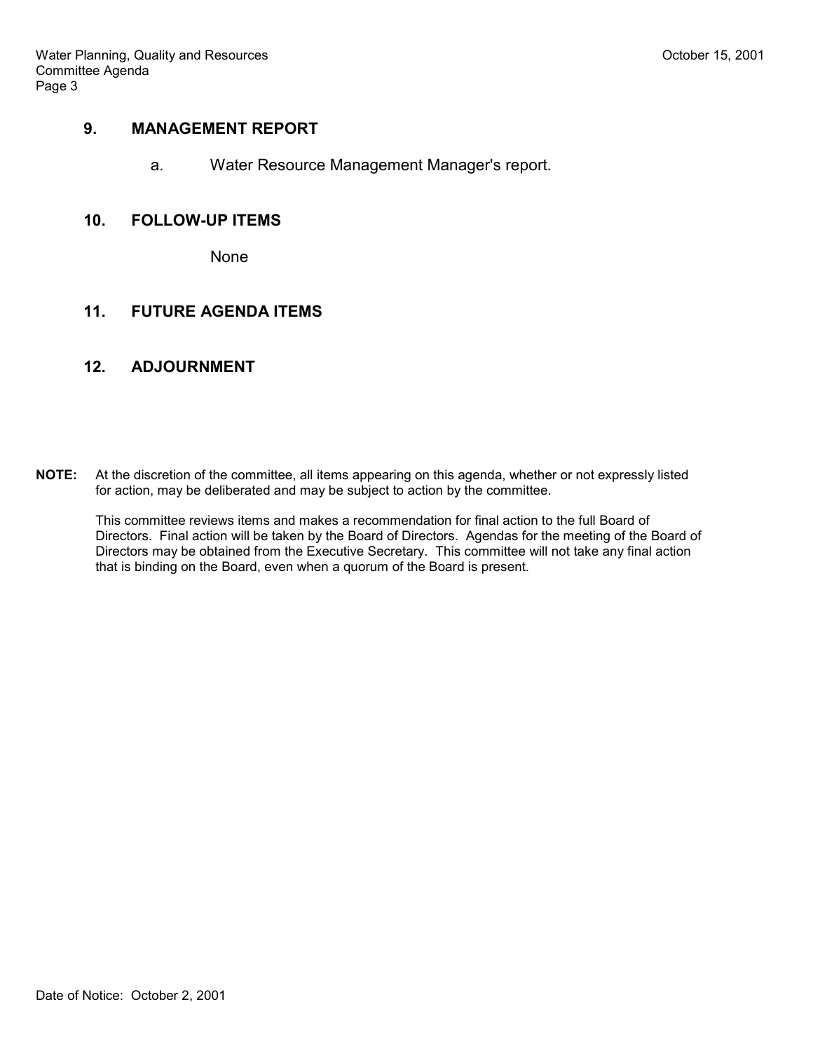## 9. MANAGEMENT REPORT

a. Water Resource Management Manager's report.

## 10. FOLLOW-UP ITEMS

None

## 11. FUTURE AGENDA ITEMS

## 12. ADJOURNMENT

**NOTE:** At the discretion of the committee, all items appearing on this agenda, whether or not expressly listed for action, may be deliberated and may be subject to action by the committee.

This committee reviews items and makes a recommendation for final action to the full Board of Directors. Final action will be taken by the Board of Directors. Agendas for the meeting of the Board of Directors may be obtained from the Executive Secretary. This committee will not take any final action that is binding on the Board, even when a quorum of the Board is present.

Date of Notice: October 2, 2001